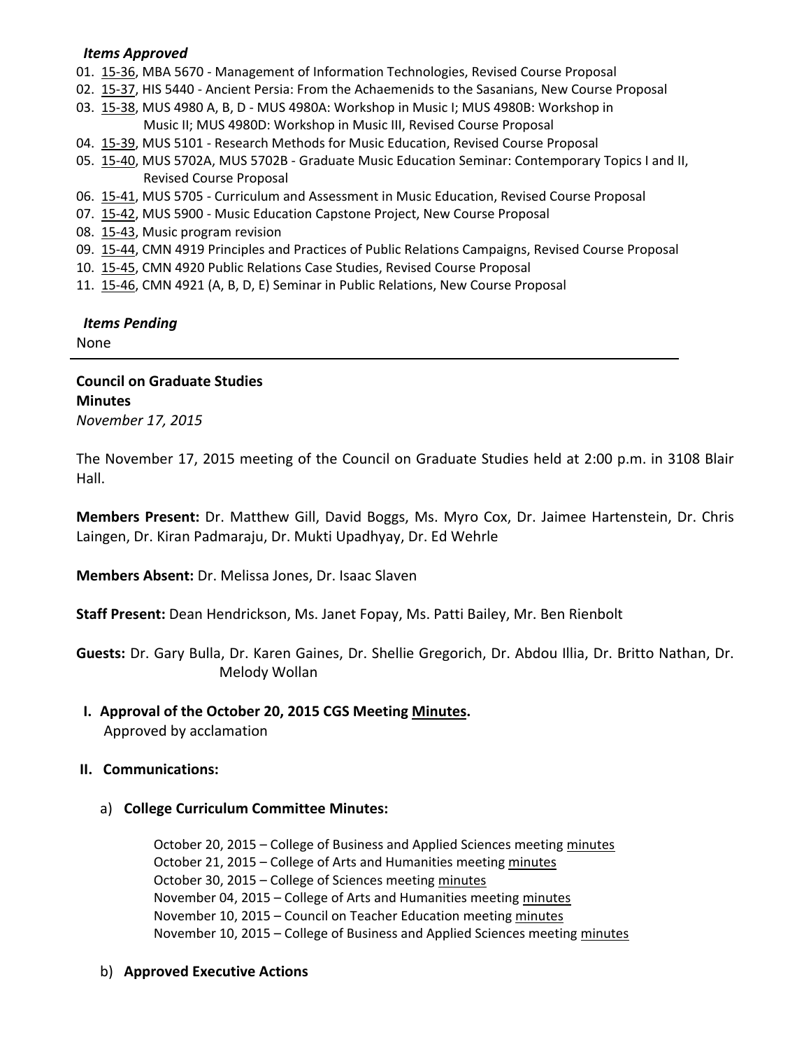*Items Approved*

01. 15-36, MBA 5670 - Management of Information Technologies, Revised Course Proposal
02. 15-37, HIS 5440 - Ancient Persia: From the Achaemenids to the Sasanians, New Course Proposal
03. 15-38, MUS 4980 A, B, D - MUS 4980A: Workshop in Music I; MUS 4980B: Workshop in Music II; MUS 4980D: Workshop in Music III, Revised Course Proposal
04. 15-39, MUS 5101 - Research Methods for Music Education, Revised Course Proposal
05. 15-40, MUS 5702A, MUS 5702B - Graduate Music Education Seminar: Contemporary Topics I and II, Revised Course Proposal
06. 15-41, MUS 5705 - Curriculum and Assessment in Music Education, Revised Course Proposal
07. 15-42, MUS 5900 - Music Education Capstone Project, New Course Proposal
08. 15-43, Music program revision
09. 15-44, CMN 4919 Principles and Practices of Public Relations Campaigns, Revised Course Proposal
10. 15-45, CMN 4920 Public Relations Case Studies, Revised Course Proposal
11. 15-46, CMN 4921 (A, B, D, E) Seminar in Public Relations, New Course Proposal

*Items Pending*

None

---

**Council on Graduate Studies**
**Minutes**
*November 17, 2015*

The November 17, 2015 meeting of the Council on Graduate Studies held at 2:00 p.m. in 3108 Blair Hall.

**Members Present:** Dr. Matthew Gill, David Boggs, Ms. Myro Cox, Dr. Jaimee Hartenstein, Dr. Chris Laingen, Dr. Kiran Padmaraju, Dr. Mukti Upadhyay, Dr. Ed Wehrle

**Members Absent:** Dr. Melissa Jones, Dr. Isaac Slaven

**Staff Present:** Dean Hendrickson, Ms. Janet Fopay, Ms. Patti Bailey, Mr. Ben Rienbolt

**Guests:** Dr. Gary Bulla, Dr. Karen Gaines, Dr. Shellie Gregorich, Dr. Abdou Illia, Dr. Britto Nathan, Dr. Melody Wollan

**I. Approval of the October 20, 2015 CGS Meeting Minutes.**
Approved by acclamation

**II. Communications:**

a) **College Curriculum Committee Minutes:**

October 20, 2015 – College of Business and Applied Sciences meeting minutes
October 21, 2015 – College of Arts and Humanities meeting minutes
October 30, 2015 – College of Sciences meeting minutes
November 04, 2015 – College of Arts and Humanities meeting minutes
November 10, 2015 – Council on Teacher Education meeting minutes
November 10, 2015 – College of Business and Applied Sciences meeting minutes

b) **Approved Executive Actions**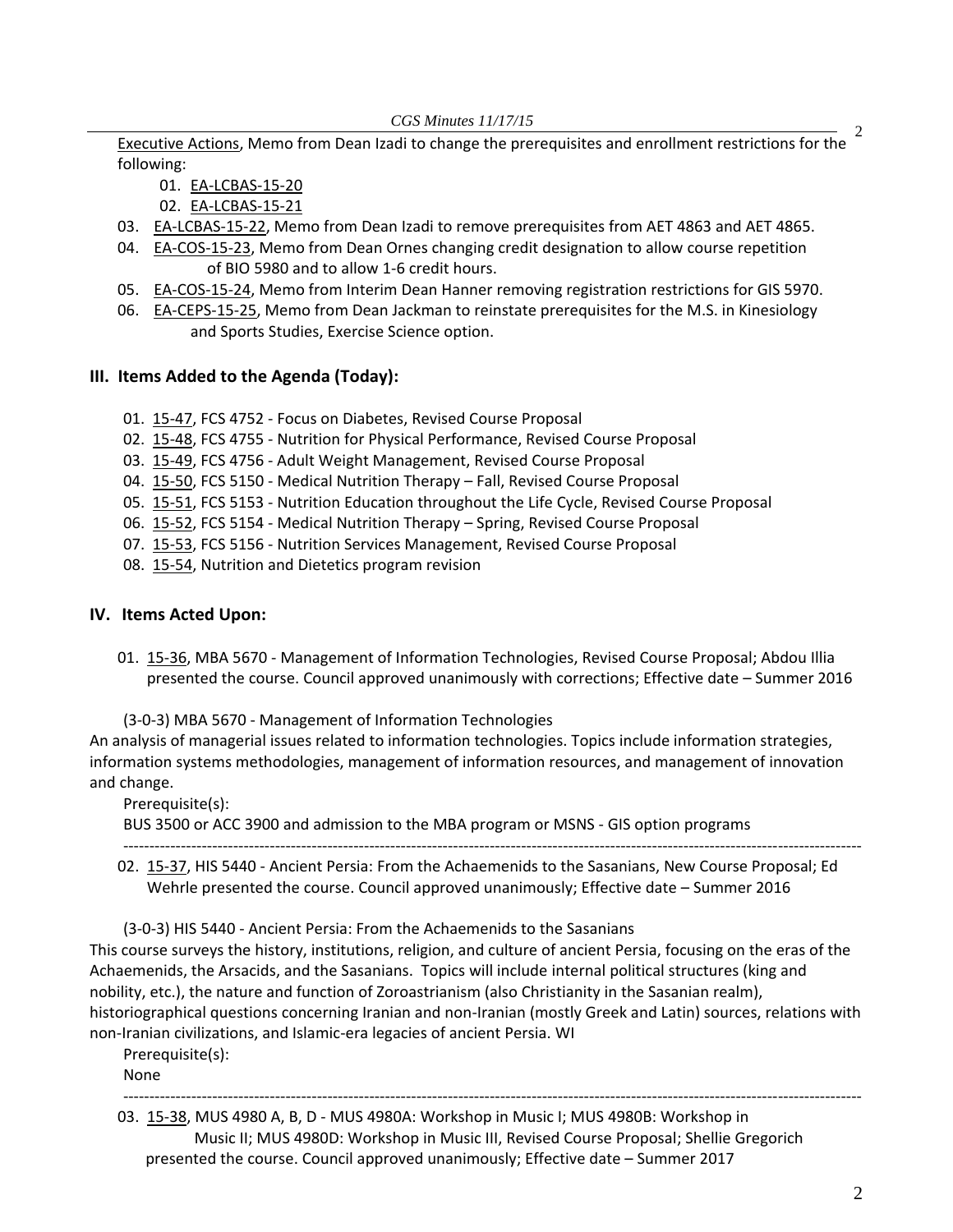Executive Actions, Memo from Dean Izadi to change the prerequisites and enrollment restrictions for the following:

01. EA-LCBAS-15-20
02. EA-LCBAS-15-21

03. EA-LCBAS-15-22, Memo from Dean Izadi to remove prerequisites from AET 4863 and AET 4865.
04. EA-COS-15-23, Memo from Dean Ornes changing credit designation to allow course repetition of BIO 5980 and to allow 1-6 credit hours.
05. EA-COS-15-24, Memo from Interim Dean Hanner removing registration restrictions for GIS 5970.
06. EA-CEPS-15-25, Memo from Dean Jackman to reinstate prerequisites for the M.S. in Kinesiology and Sports Studies, Exercise Science option.

## III. Items Added to the Agenda (Today):

01. 15-47, FCS 4752 - Focus on Diabetes, Revised Course Proposal
02. 15-48, FCS 4755 - Nutrition for Physical Performance, Revised Course Proposal
03. 15-49, FCS 4756 - Adult Weight Management, Revised Course Proposal
04. 15-50, FCS 5150 - Medical Nutrition Therapy – Fall, Revised Course Proposal
05. 15-51, FCS 5153 - Nutrition Education throughout the Life Cycle, Revised Course Proposal
06. 15-52, FCS 5154 - Medical Nutrition Therapy – Spring, Revised Course Proposal
07. 15-53, FCS 5156 - Nutrition Services Management, Revised Course Proposal
08. 15-54, Nutrition and Dietetics program revision

## IV. Items Acted Upon:

01. 15-36, MBA 5670 - Management of Information Technologies, Revised Course Proposal; Abdou Illia presented the course. Council approved unanimously with corrections; Effective date – Summer 2016

(3-0-3) MBA 5670 - Management of Information Technologies

An analysis of managerial issues related to information technologies. Topics include information strategies, information systems methodologies, management of information resources, and management of innovation and change.

Prerequisite(s):

BUS 3500 or ACC 3900 and admission to the MBA program or MSNS - GIS option programs

---

02. 15-37, HIS 5440 - Ancient Persia: From the Achaemenids to the Sasanians, New Course Proposal; Ed Wehrle presented the course. Council approved unanimously; Effective date – Summer 2016

(3-0-3) HIS 5440 - Ancient Persia: From the Achaemenids to the Sasanians

This course surveys the history, institutions, religion, and culture of ancient Persia, focusing on the eras of the Achaemenids, the Arsacids, and the Sasanians. Topics will include internal political structures (king and nobility, etc.), the nature and function of Zoroastrianism (also Christianity in the Sasanian realm), historiographical questions concerning Iranian and non-Iranian (mostly Greek and Latin) sources, relations with non-Iranian civilizations, and Islamic-era legacies of ancient Persia. WI

Prerequisite(s):

None

---

03. 15-38, MUS 4980 A, B, D - MUS 4980A: Workshop in Music I; MUS 4980B: Workshop in Music II; MUS 4980D: Workshop in Music III, Revised Course Proposal; Shellie Gregorich presented the course. Council approved unanimously; Effective date – Summer 2017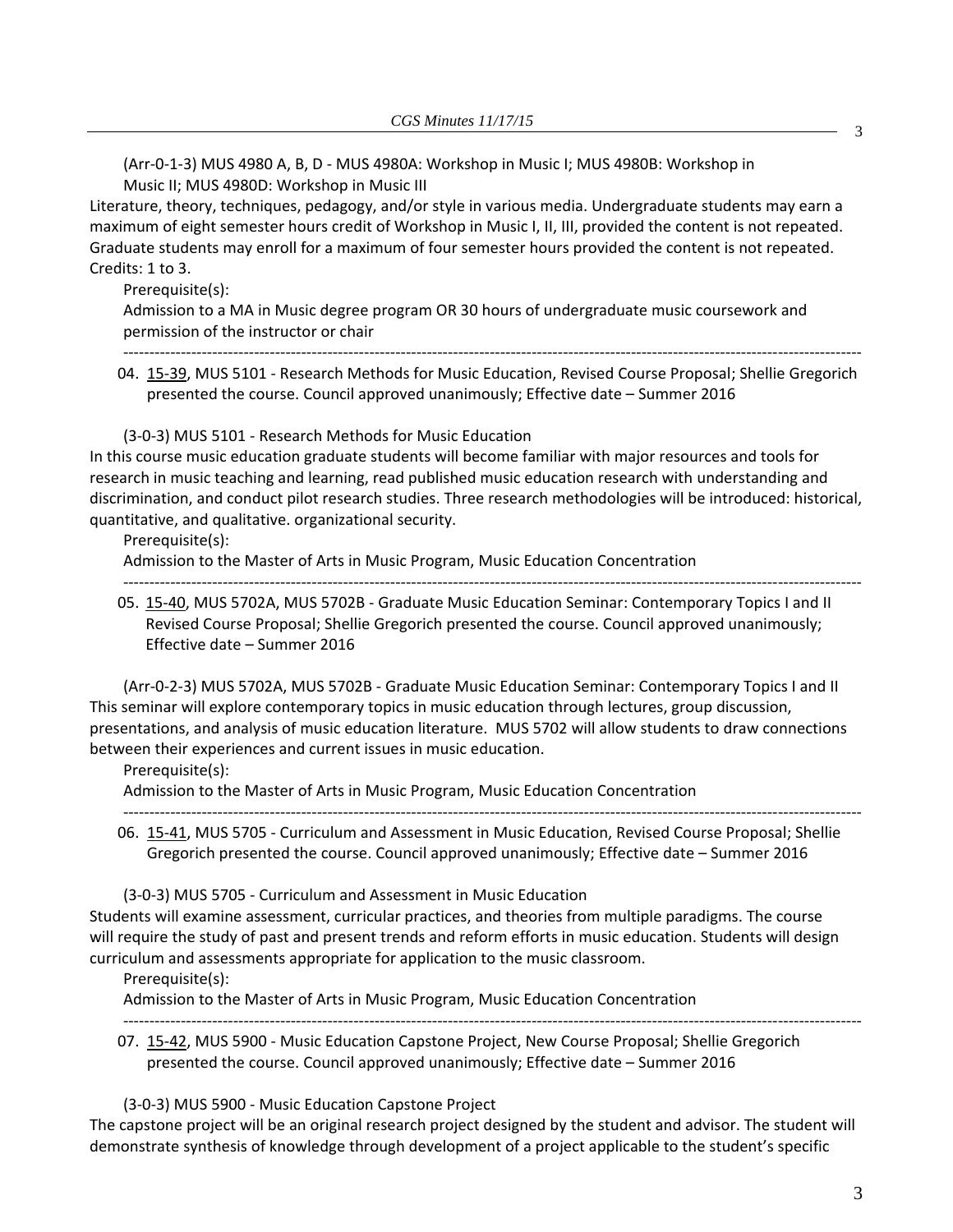(Arr-0-1-3) MUS 4980 A, B, D - MUS 4980A: Workshop in Music I; MUS 4980B: Workshop in Music II; MUS 4980D: Workshop in Music III

Literature, theory, techniques, pedagogy, and/or style in various media. Undergraduate students may earn a maximum of eight semester hours credit of Workshop in Music I, II, III, provided the content is not repeated. Graduate students may enroll for a maximum of four semester hours provided the content is not repeated. Credits: 1 to 3.

Prerequisite(s):

Admission to a MA in Music degree program OR 30 hours of undergraduate music coursework and permission of the instructor or chair

---

04. 15-39, MUS 5101 - Research Methods for Music Education, Revised Course Proposal; Shellie Gregorich presented the course. Council approved unanimously; Effective date – Summer 2016

(3-0-3) MUS 5101 - Research Methods for Music Education

In this course music education graduate students will become familiar with major resources and tools for research in music teaching and learning, read published music education research with understanding and discrimination, and conduct pilot research studies. Three research methodologies will be introduced: historical, quantitative, and qualitative. organizational security.

Prerequisite(s):

Admission to the Master of Arts in Music Program, Music Education Concentration

---

05. 15-40, MUS 5702A, MUS 5702B - Graduate Music Education Seminar: Contemporary Topics I and II Revised Course Proposal; Shellie Gregorich presented the course. Council approved unanimously; Effective date – Summer 2016

(Arr-0-2-3) MUS 5702A, MUS 5702B - Graduate Music Education Seminar: Contemporary Topics I and II

This seminar will explore contemporary topics in music education through lectures, group discussion, presentations, and analysis of music education literature. MUS 5702 will allow students to draw connections between their experiences and current issues in music education.

Prerequisite(s):

Admission to the Master of Arts in Music Program, Music Education Concentration

---

06. 15-41, MUS 5705 - Curriculum and Assessment in Music Education, Revised Course Proposal; Shellie Gregorich presented the course. Council approved unanimously; Effective date – Summer 2016

(3-0-3) MUS 5705 - Curriculum and Assessment in Music Education

Students will examine assessment, curricular practices, and theories from multiple paradigms. The course will require the study of past and present trends and reform efforts in music education. Students will design curriculum and assessments appropriate for application to the music classroom.

Prerequisite(s):

Admission to the Master of Arts in Music Program, Music Education Concentration

---

07. 15-42, MUS 5900 - Music Education Capstone Project, New Course Proposal; Shellie Gregorich presented the course. Council approved unanimously; Effective date – Summer 2016

(3-0-3) MUS 5900 - Music Education Capstone Project

The capstone project will be an original research project designed by the student and advisor. The student will demonstrate synthesis of knowledge through development of a project applicable to the student's specific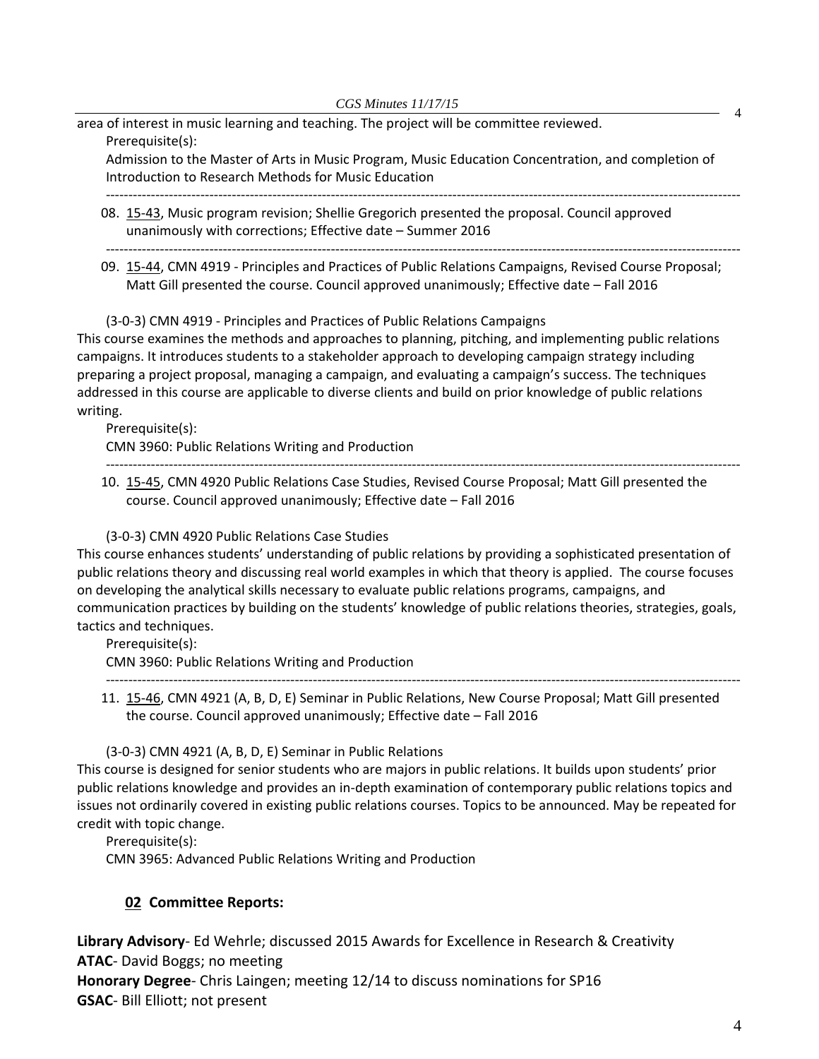area of interest in music learning and teaching. The project will be committee reviewed.

Prerequisite(s):

Admission to the Master of Arts in Music Program, Music Education Concentration, and completion of Introduction to Research Methods for Music Education

---

08. 15-43, Music program revision; Shellie Gregorich presented the proposal. Council approved unanimously with corrections; Effective date – Summer 2016

---

09. 15-44, CMN 4919 - Principles and Practices of Public Relations Campaigns, Revised Course Proposal; Matt Gill presented the course. Council approved unanimously; Effective date – Fall 2016

(3-0-3) CMN 4919 - Principles and Practices of Public Relations Campaigns

This course examines the methods and approaches to planning, pitching, and implementing public relations campaigns. It introduces students to a stakeholder approach to developing campaign strategy including preparing a project proposal, managing a campaign, and evaluating a campaign's success. The techniques addressed in this course are applicable to diverse clients and build on prior knowledge of public relations writing.

Prerequisite(s):

CMN 3960: Public Relations Writing and Production

---

10. 15-45, CMN 4920 Public Relations Case Studies, Revised Course Proposal; Matt Gill presented the course. Council approved unanimously; Effective date – Fall 2016

(3-0-3) CMN 4920 Public Relations Case Studies

This course enhances students' understanding of public relations by providing a sophisticated presentation of public relations theory and discussing real world examples in which that theory is applied. The course focuses on developing the analytical skills necessary to evaluate public relations programs, campaigns, and communication practices by building on the students' knowledge of public relations theories, strategies, goals, tactics and techniques.

Prerequisite(s):

CMN 3960: Public Relations Writing and Production

---

11. 15-46, CMN 4921 (A, B, D, E) Seminar in Public Relations, New Course Proposal; Matt Gill presented the course. Council approved unanimously; Effective date – Fall 2016

(3-0-3) CMN 4921 (A, B, D, E) Seminar in Public Relations

This course is designed for senior students who are majors in public relations. It builds upon students' prior public relations knowledge and provides an in-depth examination of contemporary public relations topics and issues not ordinarily covered in existing public relations courses. Topics to be announced. May be repeated for credit with topic change.

Prerequisite(s):

CMN 3965: Advanced Public Relations Writing and Production

### 02 Committee Reports:

**Library Advisory**- Ed Wehrle; discussed 2015 Awards for Excellence in Research & Creativity
**ATAC**- David Boggs; no meeting
**Honorary Degree**- Chris Laingen; meeting 12/14 to discuss nominations for SP16
**GSAC**- Bill Elliott; not present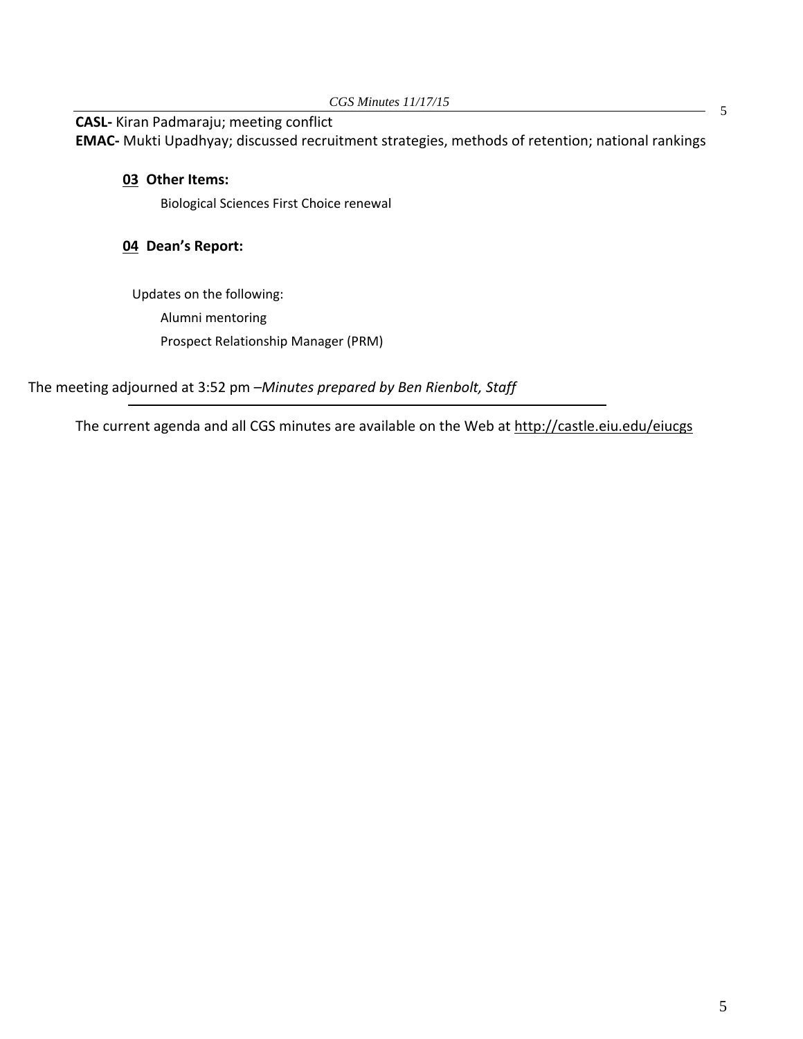**CASL-** Kiran Padmaraju; meeting conflict

**EMAC-** Mukti Upadhyay; discussed recruitment strategies, methods of retention; national rankings

### 03 Other Items:

Biological Sciences First Choice renewal

### 04 Dean's Report:

Updates on the following:

- Alumni mentoring
- Prospect Relationship Manager (PRM)

The meeting adjourned at 3:52 pm –*Minutes prepared by Ben Rienbolt, Staff*

---

The current agenda and all CGS minutes are available on the Web at http://castle.eiu.edu/eiucgs